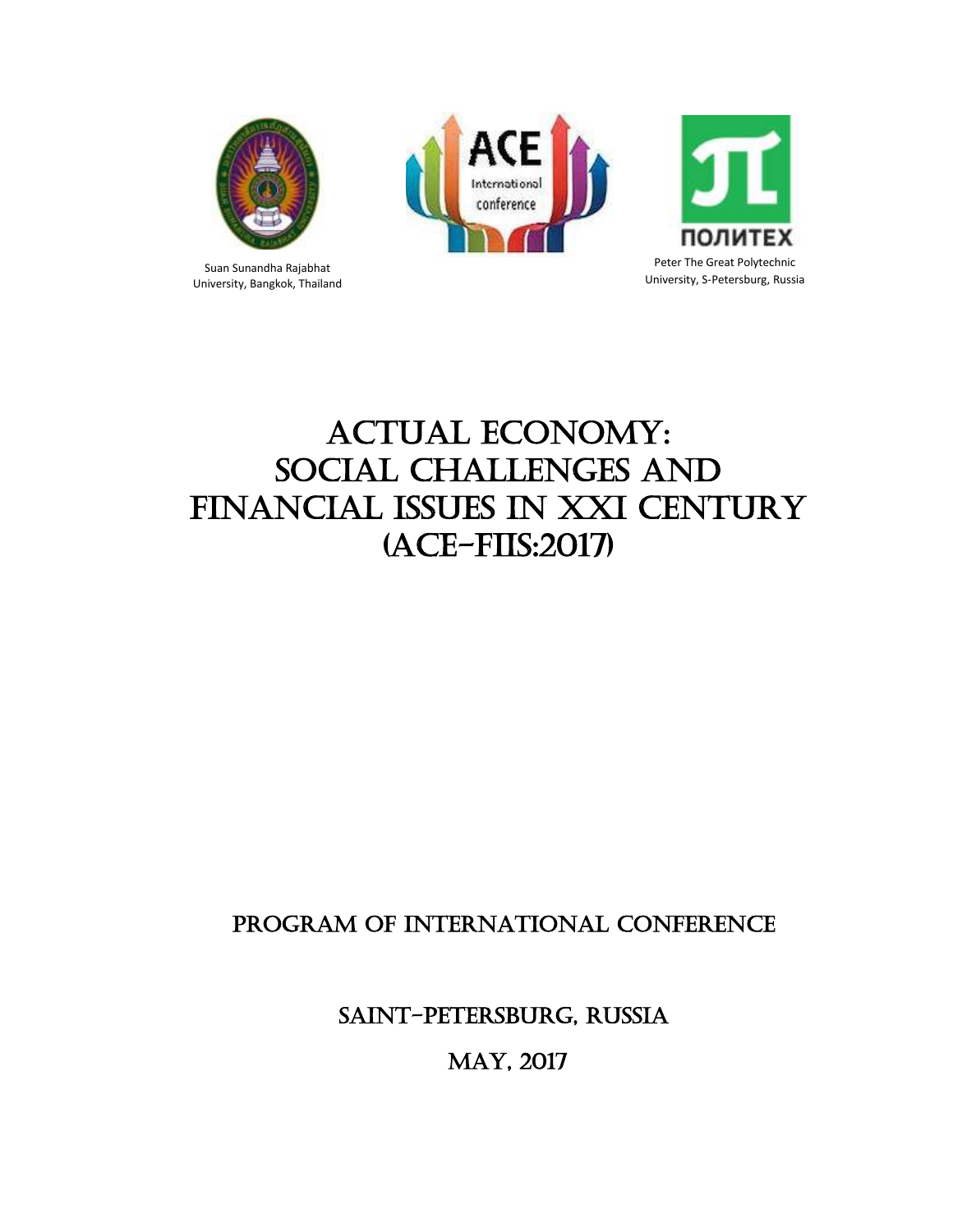Suan Sunandha Rajabhat University, Bangkok, Thailand

Peter The Great Polytechnic University, S-Petersburg, Russia

# ACTUAL ECONOMY: SOCIAL CHALLENGES AND FINANCIAL ISSUES IN XXI CENTURY (ACE-FIIS:2017)

## PROGRAM OF INTERNATIONAL CONFERENCE

## SAINT-PETERSBURG, RUSSIA

## MAY, 2017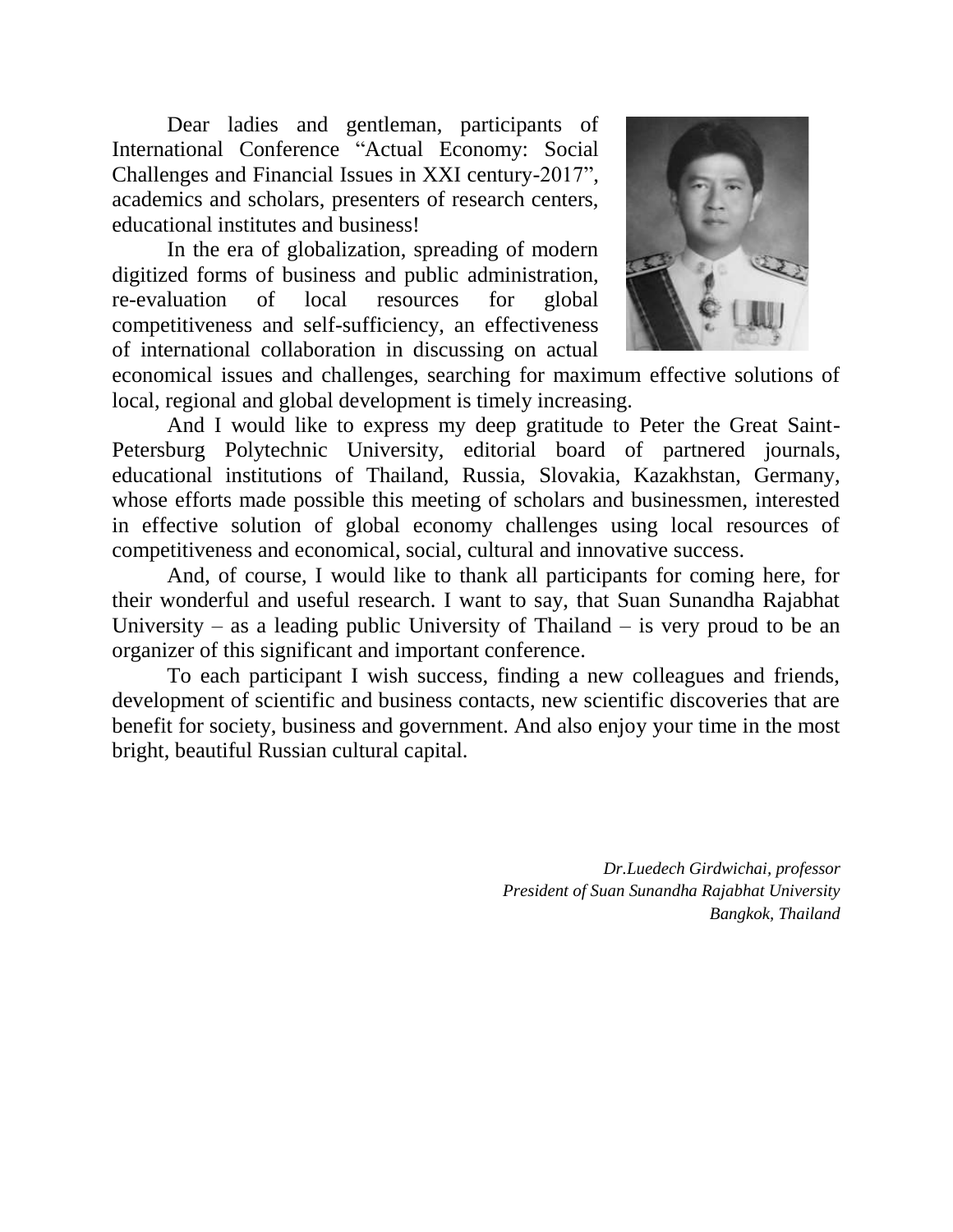Dear ladies and gentleman, participants of International Conference "Actual Economy: Social Challenges and Financial Issues in XXI century-2017", academics and scholars, presenters of research centers, educational institutes and business!

In the era of globalization, spreading of modern digitized forms of business and public administration, re-evaluation of local resources for global competitiveness and self-sufficiency, an effectiveness of international collaboration in discussing on actual economical issues and challenges, searching for maximum effective solutions of local, regional and global development is timely increasing.

And I would like to express my deep gratitude to Peter the Great Saint-Petersburg Polytechnic University, editorial board of partnered journals, educational institutions of Thailand, Russia, Slovakia, Kazakhstan, Germany, whose efforts made possible this meeting of scholars and businessmen, interested in effective solution of global economy challenges using local resources of competitiveness and economical, social, cultural and innovative success.

And, of course, I would like to thank all participants for coming here, for their wonderful and useful research. I want to say, that Suan Sunandha Rajabhat University – as a leading public University of Thailand – is very proud to be an organizer of this significant and important conference.

To each participant I wish success, finding a new colleagues and friends, development of scientific and business contacts, new scientific discoveries that are benefit for society, business and government. And also enjoy your time in the most bright, beautiful Russian cultural capital.

*Dr.Luedech Girdwichai, professor*
*President of Suan Sunandha Rajabhat University*
*Bangkok, Thailand*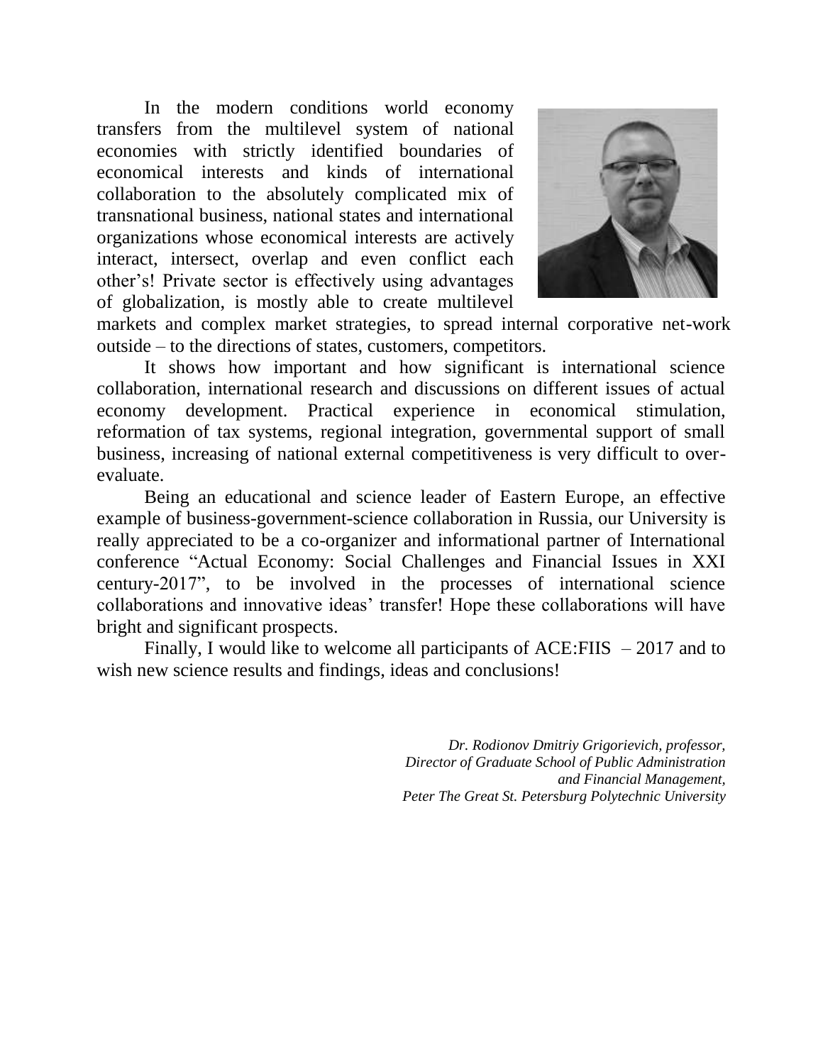In the modern conditions world economy transfers from the multilevel system of national economies with strictly identified boundaries of economical interests and kinds of international collaboration to the absolutely complicated mix of transnational business, national states and international organizations whose economical interests are actively interact, intersect, overlap and even conflict each other's! Private sector is effectively using advantages of globalization, is mostly able to create multilevel markets and complex market strategies, to spread internal corporative net-work outside – to the directions of states, customers, competitors.

It shows how important and how significant is international science collaboration, international research and discussions on different issues of actual economy development. Practical experience in economical stimulation, reformation of tax systems, regional integration, governmental support of small business, increasing of national external competitiveness is very difficult to over-evaluate.

Being an educational and science leader of Eastern Europe, an effective example of business-government-science collaboration in Russia, our University is really appreciated to be a co-organizer and informational partner of International conference "Actual Economy: Social Challenges and Financial Issues in XXI century-2017", to be involved in the processes of international science collaborations and innovative ideas' transfer! Hope these collaborations will have bright and significant prospects.

Finally, I would like to welcome all participants of ACE:FIIS – 2017 and to wish new science results and findings, ideas and conclusions!

*Dr. Rodionov Dmitriy Grigorievich, professor,*
*Director of Graduate School of Public Administration and Financial Management,*
*Peter The Great St. Petersburg Polytechnic University*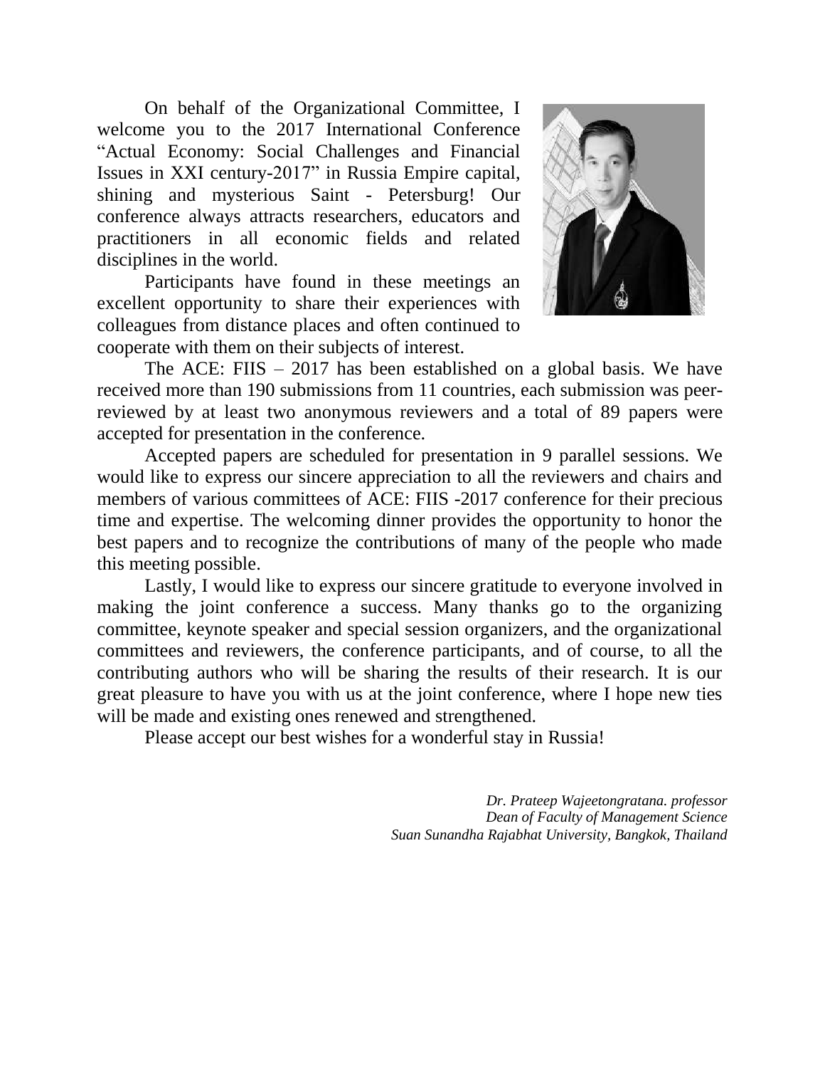On behalf of the Organizational Committee, I welcome you to the 2017 International Conference "Actual Economy: Social Challenges and Financial Issues in XXI century-2017" in Russia Empire capital, shining and mysterious Saint - Petersburg! Our conference always attracts researchers, educators and practitioners in all economic fields and related disciplines in the world.

Participants have found in these meetings an excellent opportunity to share their experiences with colleagues from distance places and often continued to cooperate with them on their subjects of interest.

The ACE: FIIS – 2017 has been established on a global basis. We have received more than 190 submissions from 11 countries, each submission was peer-reviewed by at least two anonymous reviewers and a total of 89 papers were accepted for presentation in the conference.

Accepted papers are scheduled for presentation in 9 parallel sessions. We would like to express our sincere appreciation to all the reviewers and chairs and members of various committees of ACE: FIIS -2017 conference for their precious time and expertise. The welcoming dinner provides the opportunity to honor the best papers and to recognize the contributions of many of the people who made this meeting possible.

Lastly, I would like to express our sincere gratitude to everyone involved in making the joint conference a success. Many thanks go to the organizing committee, keynote speaker and special session organizers, and the organizational committees and reviewers, the conference participants, and of course, to all the contributing authors who will be sharing the results of their research. It is our great pleasure to have you with us at the joint conference, where I hope new ties will be made and existing ones renewed and strengthened.

Please accept our best wishes for a wonderful stay in Russia!

*Dr. Prateep Wajeetongratana. professor*
*Dean of Faculty of Management Science*
*Suan Sunandha Rajabhat University, Bangkok, Thailand*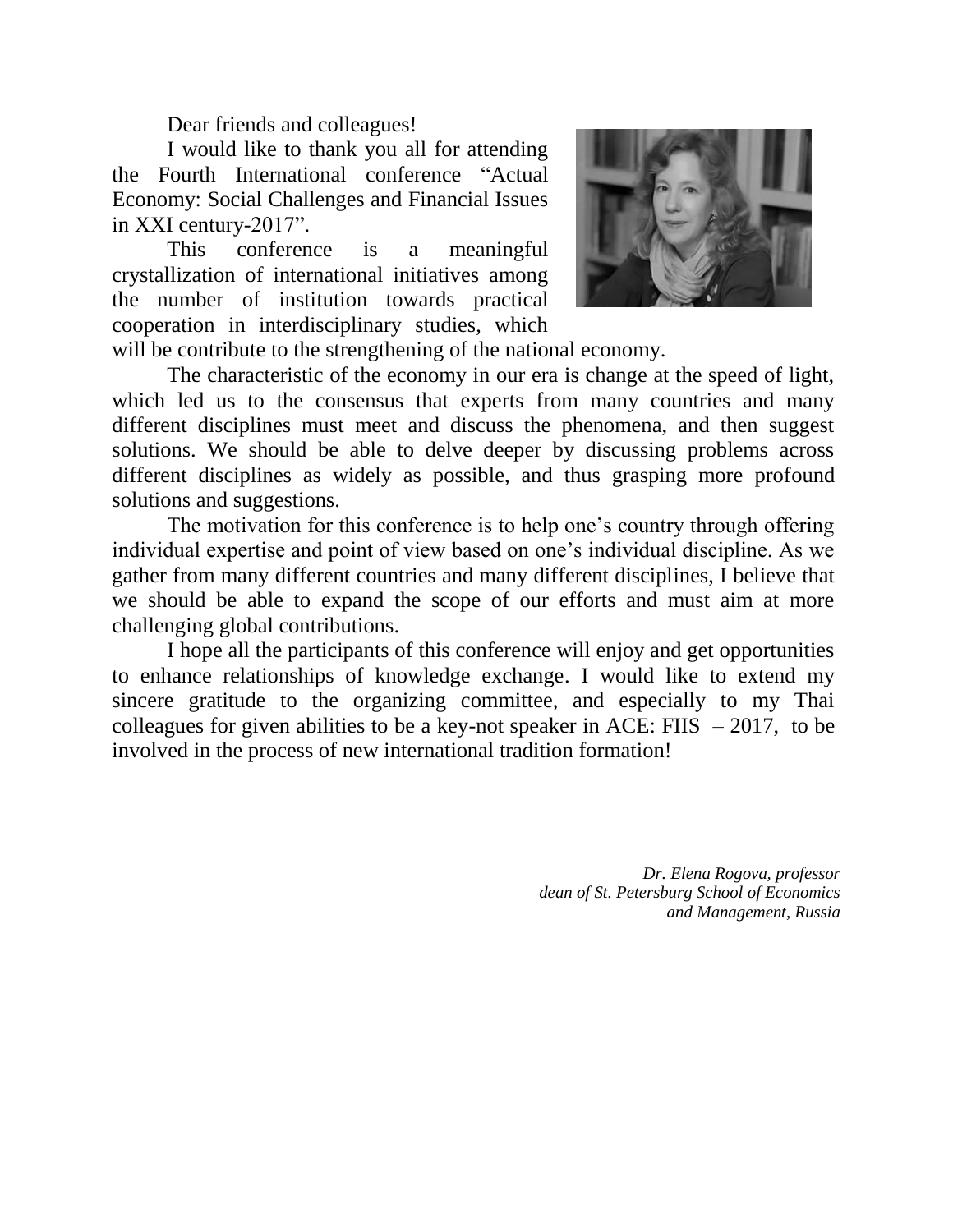Dear friends and colleagues!

I would like to thank you all for attending the Fourth International conference "Actual Economy: Social Challenges and Financial Issues in XXI century-2017".

This conference is a meaningful crystallization of international initiatives among the number of institution towards practical cooperation in interdisciplinary studies, which will be contribute to the strengthening of the national economy.

The characteristic of the economy in our era is change at the speed of light, which led us to the consensus that experts from many countries and many different disciplines must meet and discuss the phenomena, and then suggest solutions. We should be able to delve deeper by discussing problems across different disciplines as widely as possible, and thus grasping more profound solutions and suggestions.

The motivation for this conference is to help one's country through offering individual expertise and point of view based on one's individual discipline. As we gather from many different countries and many different disciplines, I believe that we should be able to expand the scope of our efforts and must aim at more challenging global contributions.

I hope all the participants of this conference will enjoy and get opportunities to enhance relationships of knowledge exchange. I would like to extend my sincere gratitude to the organizing committee, and especially to my Thai colleagues for given abilities to be a key-not speaker in ACE: FIIS – 2017, to be involved in the process of new international tradition formation!

*Dr. Elena Rogova, professor*
*dean of St. Petersburg School of Economics and Management, Russia*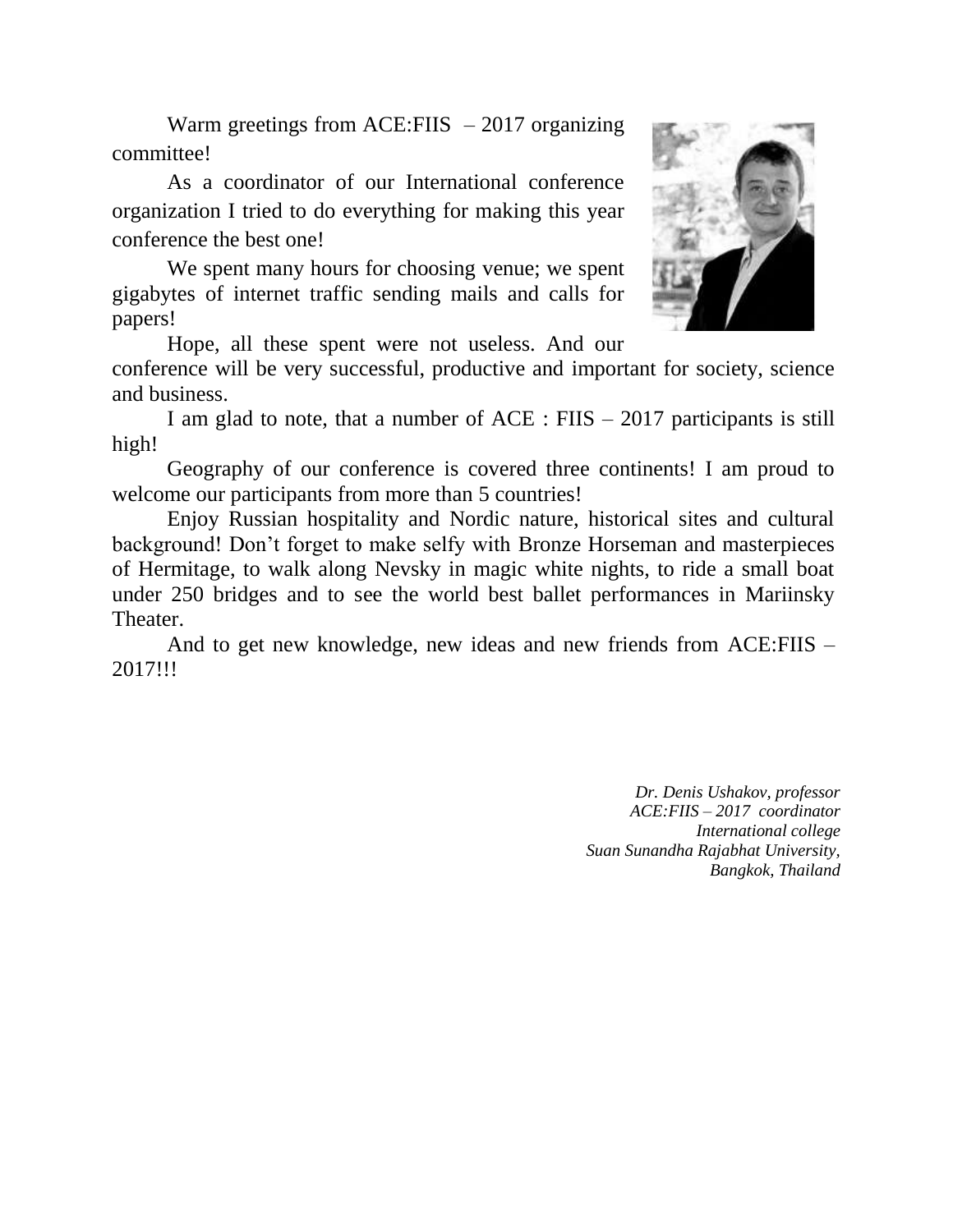Warm greetings from ACE:FIIS – 2017 organizing committee!

As a coordinator of our International conference organization I tried to do everything for making this year conference the best one!

We spent many hours for choosing venue; we spent gigabytes of internet traffic sending mails and calls for papers!

Hope, all these spent were not useless. And our conference will be very successful, productive and important for society, science and business.

I am glad to note, that a number of ACE : FIIS – 2017 participants is still high!

Geography of our conference is covered three continents! I am proud to welcome our participants from more than 5 countries!

Enjoy Russian hospitality and Nordic nature, historical sites and cultural background! Don't forget to make selfy with Bronze Horseman and masterpieces of Hermitage, to walk along Nevsky in magic white nights, to ride a small boat under 250 bridges and to see the world best ballet performances in Mariinsky Theater.

And to get new knowledge, new ideas and new friends from ACE:FIIS – 2017!!!

*Dr. Denis Ushakov, professor*
*ACE:FIIS – 2017 coordinator*
*International college*
*Suan Sunandha Rajabhat University,*
*Bangkok, Thailand*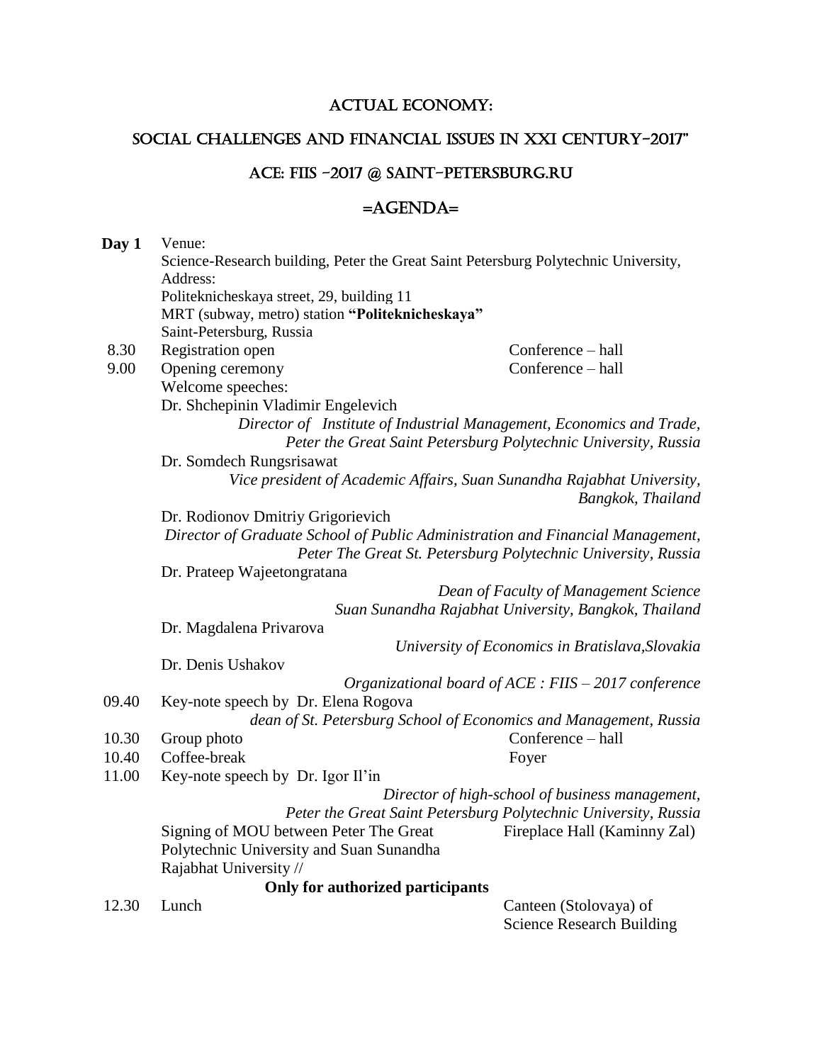# ACTUAL ECONOMY:

## SOCIAL CHALLENGES AND FINANCIAL ISSUES IN XXI CENTURY-2017"

## ACE: FIIS -2017 @ SAINT-PETERSBURG.RU

## =AGENDA=

**Day 1** Venue:
Science-Research building, Peter the Great Saint Petersburg Polytechnic University,
Address:
Politeknicheskaya street, 29, building 11
MRT (subway, metro) station **"Politeknicheskaya"**
Saint-Petersburg, Russia

| Time | Event | Location |
|---|---|---|
| 8.30 | Registration open | Conference – hall |
| 9.00 | Opening ceremony | Conference – hall |

Welcome speeches:

Dr. Shchepinin Vladimir Engelevich
*Director of Institute of Industrial Management, Economics and Trade, Peter the Great Saint Petersburg Polytechnic University, Russia*

Dr. Somdech Rungsrisawat
*Vice president of Academic Affairs, Suan Sunandha Rajabhat University, Bangkok, Thailand*

Dr. Rodionov Dmitriy Grigorievich
*Director of Graduate School of Public Administration and Financial Management, Peter The Great St. Petersburg Polytechnic University, Russia*

Dr. Prateep Wajeetongratana
*Dean of Faculty of Management Science Suan Sunandha Rajabhat University, Bangkok, Thailand*

Dr. Magdalena Privarova
*University of Economics in Bratislava,Slovakia*

Dr. Denis Ushakov
*Organizational board of ACE : FIIS – 2017 conference*

09.40 Key-note speech by Dr. Elena Rogova
*dean of St. Petersburg School of Economics and Management, Russia*

| Time | Event | Location |
|---|---|---|
| 10.30 | Group photo | Conference – hall |
| 10.40 | Coffee-break | Foyer |

11.00 Key-note speech by Dr. Igor Il'in
*Director of high-school of business management, Peter the Great Saint Petersburg Polytechnic University, Russia*

Signing of MOU between Peter The Great Polytechnic University and Suan Sunandha Rajabhat University // — Fireplace Hall (Kaminny Zal)

**Only for authorized participants**

12.30 Lunch — Canteen (Stolovaya) of Science Research Building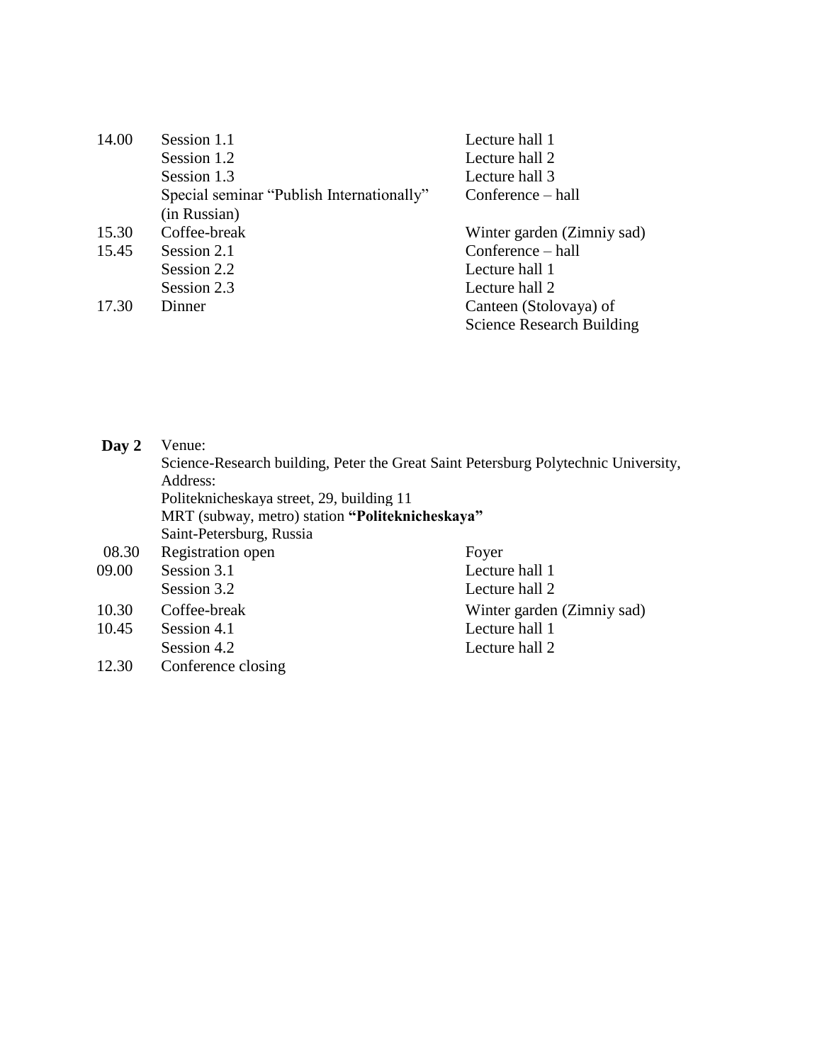| | | |
|---|---|---|
| 14.00 | Session 1.1 | Lecture hall 1 |
| | Session 1.2 | Lecture hall 2 |
| | Session 1.3 | Lecture hall 3 |
| | Special seminar “Publish Internationally” (in Russian) | Conference – hall |
| 15.30 | Coffee-break | Winter garden (Zimniy sad) |
| 15.45 | Session 2.1 | Conference – hall |
| | Session 2.2 | Lecture hall 1 |
| | Session 2.3 | Lecture hall 2 |
| 17.30 | Dinner | Canteen (Stolovaya) of Science Research Building |

**Day 2** Venue:
Science-Research building, Peter the Great Saint Petersburg Polytechnic University,
Address:
Politeknicheskaya street, 29, building 11
MRT (subway, metro) station **“Politeknicheskaya”**
Saint-Petersburg, Russia

| | | |
|---|---|---|
| 08.30 | Registration open | Foyer |
| 09.00 | Session 3.1 | Lecture hall 1 |
| | Session 3.2 | Lecture hall 2 |
| 10.30 | Coffee-break | Winter garden (Zimniy sad) |
| 10.45 | Session 4.1 | Lecture hall 1 |
| | Session 4.2 | Lecture hall 2 |
| 12.30 | Conference closing | |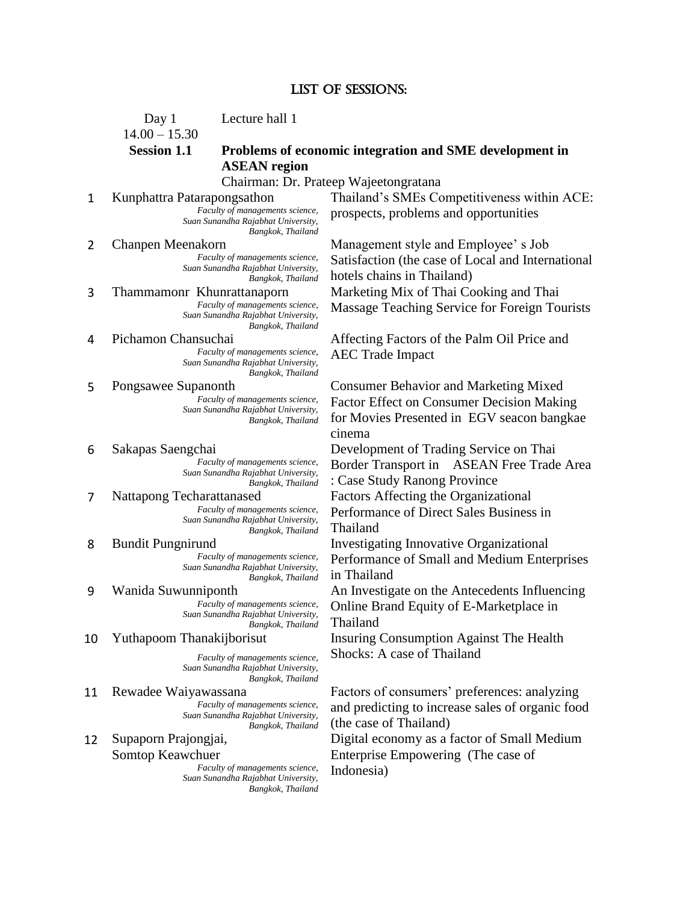# LIST OF SESSIONS:

Day 1 — Lecture hall 1

14.00 – 15.30

**Session 1.1** — **Problems of economic integration and SME development in ASEAN region**

Chairman: Dr. Prateep Wajeetongratana

| No. | Author | Title |
|---|---|---|
| 1 | Kunphattra Patarapongsathon<br>*Faculty of managements science, Suan Sunandha Rajabhat University, Bangkok, Thailand* | Thailand's SMEs Competitiveness within ACE: prospects, problems and opportunities |
| 2 | Chanpen Meenakorn<br>*Faculty of managements science, Suan Sunandha Rajabhat University, Bangkok, Thailand* | Management style and Employee' s Job Satisfaction (the case of Local and International hotels chains in Thailand) |
| 3 | Thammamonr Khunrattanaporn<br>*Faculty of managements science, Suan Sunandha Rajabhat University, Bangkok, Thailand* | Marketing Mix of Thai Cooking and Thai Massage Teaching Service for Foreign Tourists |
| 4 | Pichamon Chansuchai<br>*Faculty of managements science, Suan Sunandha Rajabhat University, Bangkok, Thailand* | Affecting Factors of the Palm Oil Price and AEC Trade Impact |
| 5 | Pongsawee Supanonth<br>*Faculty of managements science, Suan Sunandha Rajabhat University, Bangkok, Thailand* | Consumer Behavior and Marketing Mixed Factor Effect on Consumer Decision Making for Movies Presented in EGV seacon bangkae cinema |
| 6 | Sakapas Saengchai<br>*Faculty of managements science, Suan Sunandha Rajabhat University, Bangkok, Thailand* | Development of Trading Service on Thai Border Transport in ASEAN Free Trade Area : Case Study Ranong Province |
| 7 | Nattapong Techarattanased<br>*Faculty of managements science, Suan Sunandha Rajabhat University, Bangkok, Thailand* | Factors Affecting the Organizational Performance of Direct Sales Business in Thailand |
| 8 | Bundit Pungnirund<br>*Faculty of managements science, Suan Sunandha Rajabhat University, Bangkok, Thailand* | Investigating Innovative Organizational Performance of Small and Medium Enterprises in Thailand |
| 9 | Wanida Suwunniponth<br>*Faculty of managements science, Suan Sunandha Rajabhat University, Bangkok, Thailand* | An Investigate on the Antecedents Influencing Online Brand Equity of E-Marketplace in Thailand |
| 10 | Yuthapoom Thanakijborisut<br>*Faculty of managements science, Suan Sunandha Rajabhat University, Bangkok, Thailand* | Insuring Consumption Against The Health Shocks: A case of Thailand |
| 11 | Rewadee Waiyawassana<br>*Faculty of managements science, Suan Sunandha Rajabhat University, Bangkok, Thailand* | Factors of consumers' preferences: analyzing and predicting to increase sales of organic food (the case of Thailand) |
| 12 | Supaporn Prajongjai, Somtop Keawchuer<br>*Faculty of managements science, Suan Sunandha Rajabhat University, Bangkok, Thailand* | Digital economy as a factor of Small Medium Enterprise Empowering (The case of Indonesia) |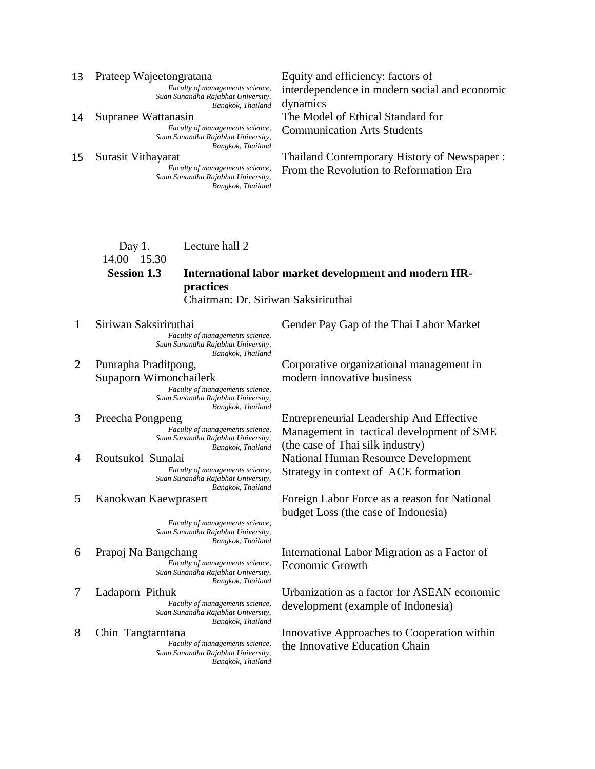| | | |
|---|---|---|
| 13 | Prateep Wajeetongratana<br>*Faculty of managements science, Suan Sunandha Rajabhat University, Bangkok, Thailand* | Equity and efficiency: factors of interdependence in modern social and economic dynamics |
| 14 | Supranee Wattanasin<br>*Faculty of managements science, Suan Sunandha Rajabhat University, Bangkok, Thailand* | The Model of Ethical Standard for Communication Arts Students |
| 15 | Surasit Vithayarat<br>*Faculty of managements science, Suan Sunandha Rajabhat University, Bangkok, Thailand* | Thailand Contemporary History of Newspaper : From the Revolution to Reformation Era |

Day 1. Lecture hall 2

14.00 – 15.30

**Session 1.3** **International labor market development and modern HR-practices**

Chairman: Dr. Siriwan Saksiriruthai

| | | |
|---|---|---|
| 1 | Siriwan Saksiriruthai<br>*Faculty of managements science, Suan Sunandha Rajabhat University, Bangkok, Thailand* | Gender Pay Gap of the Thai Labor Market |
| 2 | Punrapha Praditpong, Supaporn Wimonchailerk<br>*Faculty of managements science, Suan Sunandha Rajabhat University, Bangkok, Thailand* | Corporative organizational management in modern innovative business |
| 3 | Preecha Pongpeng<br>*Faculty of managements science, Suan Sunandha Rajabhat University, Bangkok, Thailand* | Entrepreneurial Leadership And Effective Management in tactical development of SME (the case of Thai silk industry) |
| 4 | Routsukol Sunalai<br>*Faculty of managements science, Suan Sunandha Rajabhat University, Bangkok, Thailand* | National Human Resource Development Strategy in context of ACE formation |
| 5 | Kanokwan Kaewprasert<br>*Faculty of managements science, Suan Sunandha Rajabhat University, Bangkok, Thailand* | Foreign Labor Force as a reason for National budget Loss (the case of Indonesia) |
| 6 | Prapoj Na Bangchang<br>*Faculty of managements science, Suan Sunandha Rajabhat University, Bangkok, Thailand* | International Labor Migration as a Factor of Economic Growth |
| 7 | Ladaporn Pithuk<br>*Faculty of managements science, Suan Sunandha Rajabhat University, Bangkok, Thailand* | Urbanization as a factor for ASEAN economic development (example of Indonesia) |
| 8 | Chin Tangtarntana<br>*Faculty of managements science, Suan Sunandha Rajabhat University, Bangkok, Thailand* | Innovative Approaches to Cooperation within the Innovative Education Chain |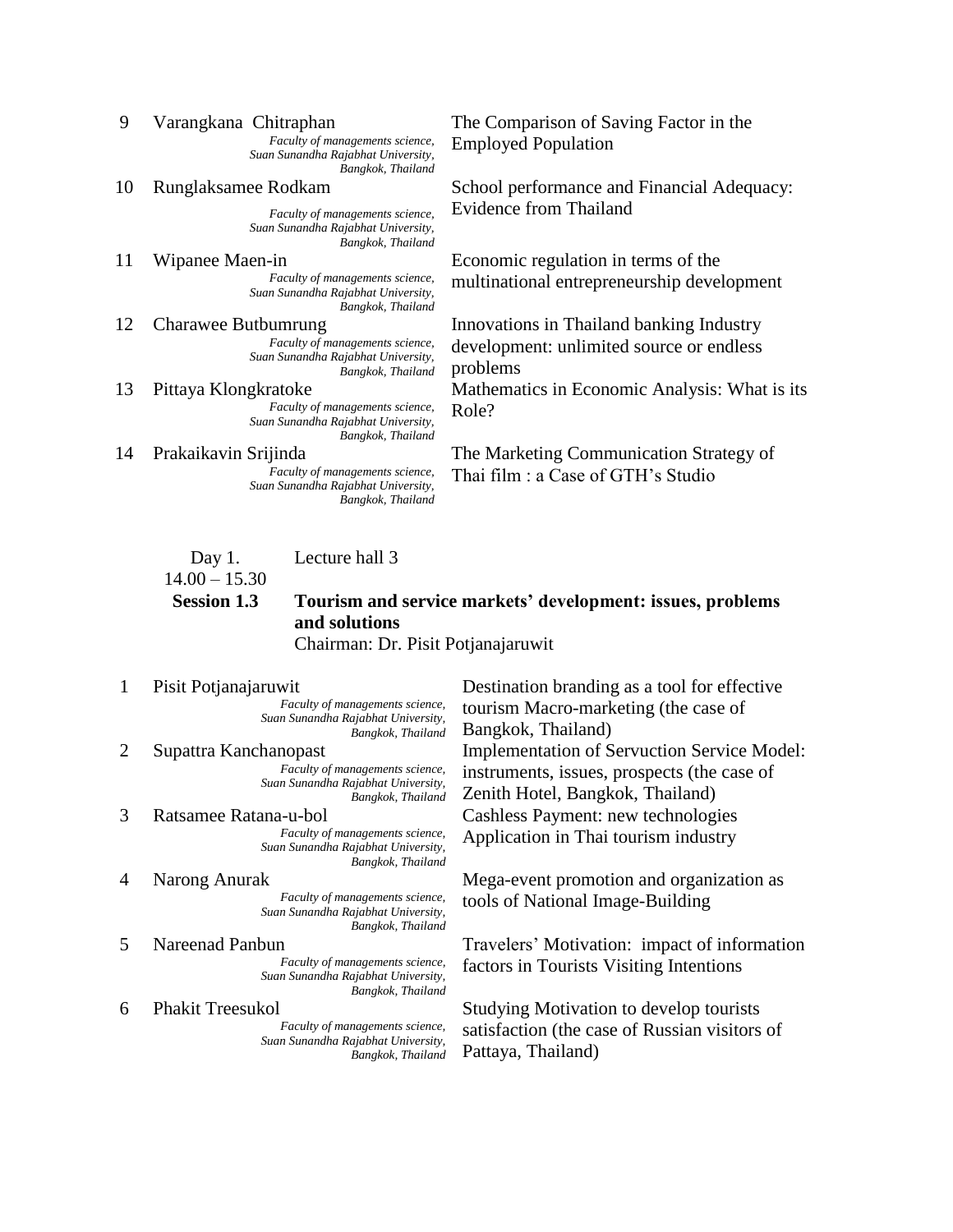| | | |
|---|---|---|
| 9 | Varangkana Chitraphan<br>*Faculty of managements science, Suan Sunandha Rajabhat University, Bangkok, Thailand* | The Comparison of Saving Factor in the Employed Population |
| 10 | Runglaksamee Rodkam<br>*Faculty of managements science, Suan Sunandha Rajabhat University, Bangkok, Thailand* | School performance and Financial Adequacy: Evidence from Thailand |
| 11 | Wipanee Maen-in<br>*Faculty of managements science, Suan Sunandha Rajabhat University, Bangkok, Thailand* | Economic regulation in terms of the multinational entrepreneurship development |
| 12 | Charawee Butbumrung<br>*Faculty of managements science, Suan Sunandha Rajabhat University, Bangkok, Thailand* | Innovations in Thailand banking Industry development: unlimited source or endless problems |
| 13 | Pittaya Klongkratoke<br>*Faculty of managements science, Suan Sunandha Rajabhat University, Bangkok, Thailand* | Mathematics in Economic Analysis: What is its Role? |
| 14 | Prakaikavin Srijinda<br>*Faculty of managements science, Suan Sunandha Rajabhat University, Bangkok, Thailand* | The Marketing Communication Strategy of Thai film : a Case of GTH's Studio |

Day 1. Lecture hall 3
14.00 – 15.30

**Session 1.3** **Tourism and service markets' development: issues, problems and solutions**

Chairman: Dr. Pisit Potjanajaruwit

| | | |
|---|---|---|
| 1 | Pisit Potjanajaruwit<br>*Faculty of managements science, Suan Sunandha Rajabhat University, Bangkok, Thailand* | Destination branding as a tool for effective tourism Macro-marketing (the case of Bangkok, Thailand) |
| 2 | Supattra Kanchanopast<br>*Faculty of managements science, Suan Sunandha Rajabhat University, Bangkok, Thailand* | Implementation of Servuction Service Model: instruments, issues, prospects (the case of Zenith Hotel, Bangkok, Thailand) |
| 3 | Ratsamee Ratana-u-bol<br>*Faculty of managements science, Suan Sunandha Rajabhat University, Bangkok, Thailand* | Cashless Payment: new technologies Application in Thai tourism industry |
| 4 | Narong Anurak<br>*Faculty of managements science, Suan Sunandha Rajabhat University, Bangkok, Thailand* | Mega-event promotion and organization as tools of National Image-Building |
| 5 | Nareenad Panbun<br>*Faculty of managements science, Suan Sunandha Rajabhat University, Bangkok, Thailand* | Travelers' Motivation: impact of information factors in Tourists Visiting Intentions |
| 6 | Phakit Treesukol<br>*Faculty of managements science, Suan Sunandha Rajabhat University, Bangkok, Thailand* | Studying Motivation to develop tourists satisfaction (the case of Russian visitors of Pattaya, Thailand) |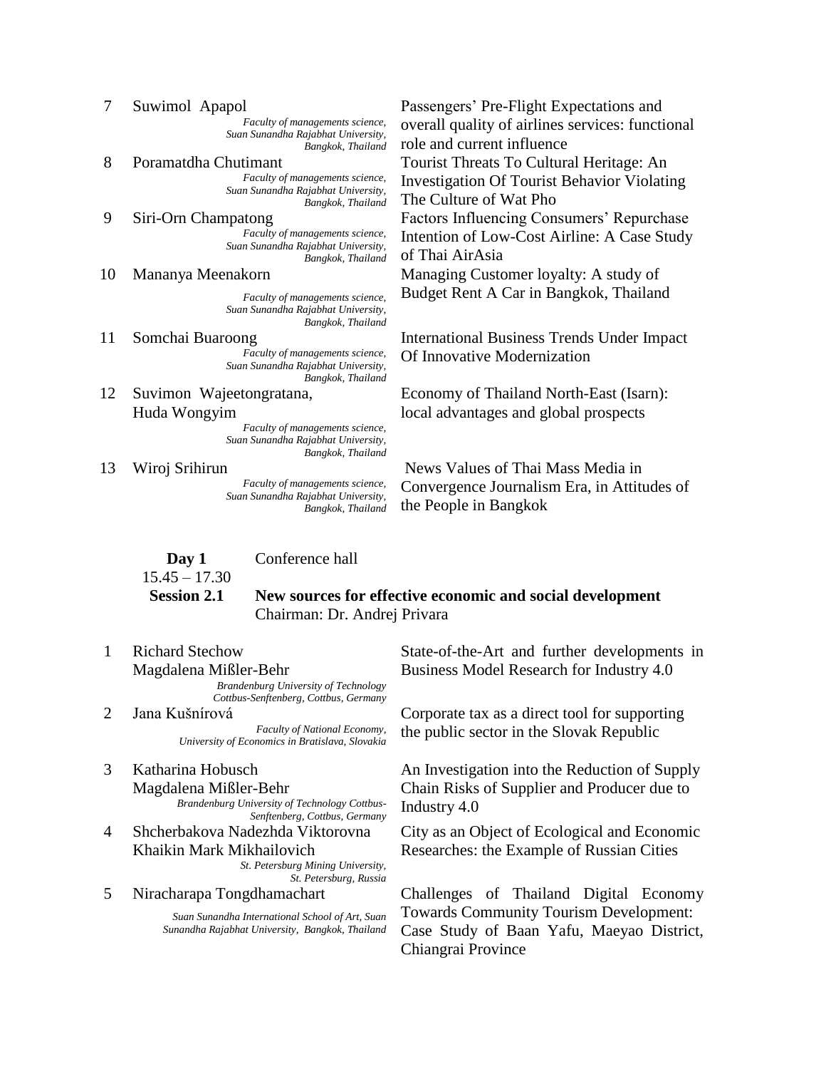| No. | Author(s) | Title |
|---|---|---|
| 7 | Suwimol Apapol<br>*Faculty of managements science, Suan Sunandha Rajabhat University, Bangkok, Thailand* | Passengers' Pre-Flight Expectations and overall quality of airlines services: functional role and current influence |
| 8 | Poramatdha Chutimant<br>*Faculty of managements science, Suan Sunandha Rajabhat University, Bangkok, Thailand* | Tourist Threats To Cultural Heritage: An Investigation Of Tourist Behavior Violating The Culture of Wat Pho |
| 9 | Siri-Orn Champatong<br>*Faculty of managements science, Suan Sunandha Rajabhat University, Bangkok, Thailand* | Factors Influencing Consumers' Repurchase Intention of Low-Cost Airline: A Case Study of Thai AirAsia |
| 10 | Mananya Meenakorn<br>*Faculty of managements science, Suan Sunandha Rajabhat University, Bangkok, Thailand* | Managing Customer loyalty: A study of Budget Rent A Car in Bangkok, Thailand |
| 11 | Somchai Buaroong<br>*Faculty of managements science, Suan Sunandha Rajabhat University, Bangkok, Thailand* | International Business Trends Under Impact Of Innovative Modernization |
| 12 | Suvimon Wajeetongratana, Huda Wongyim<br>*Faculty of managements science, Suan Sunandha Rajabhat University, Bangkok, Thailand* | Economy of Thailand North-East (Isarn): local advantages and global prospects |
| 13 | Wiroj Srihirun<br>*Faculty of managements science, Suan Sunandha Rajabhat University, Bangkok, Thailand* | News Values of Thai Mass Media in Convergence Journalism Era, in Attitudes of the People in Bangkok |

**Day 1** Conference hall
15.45 – 17.30

**Session 2.1** **New sources for effective economic and social development**
Chairman: Dr. Andrej Privara

| No. | Author(s) | Title |
|---|---|---|
| 1 | Richard Stechow<br>Magdalena Mißler-Behr<br>*Brandenburg University of Technology Cottbus-Senftenberg, Cottbus, Germany* | State-of-the-Art and further developments in Business Model Research for Industry 4.0 |
| 2 | Jana Kušnírová<br>*Faculty of National Economy, University of Economics in Bratislava, Slovakia* | Corporate tax as a direct tool for supporting the public sector in the Slovak Republic |
| 3 | Katharina Hobusch<br>Magdalena Mißler-Behr<br>*Brandenburg University of Technology Cottbus-Senftenberg, Cottbus, Germany* | An Investigation into the Reduction of Supply Chain Risks of Supplier and Producer due to Industry 4.0 |
| 4 | Shcherbakova Nadezhda Viktorovna<br>Khaikin Mark Mikhailovich<br>*St. Petersburg Mining University, St. Petersburg, Russia* | City as an Object of Ecological and Economic Researches: the Example of Russian Cities |
| 5 | Niracharapa Tongdhamachart<br>*Suan Sunandha International School of Art, Suan Sunandha Rajabhat University, Bangkok, Thailand* | Challenges of Thailand Digital Economy Towards Community Tourism Development: Case Study of Baan Yafu, Maeyao District, Chiangrai Province |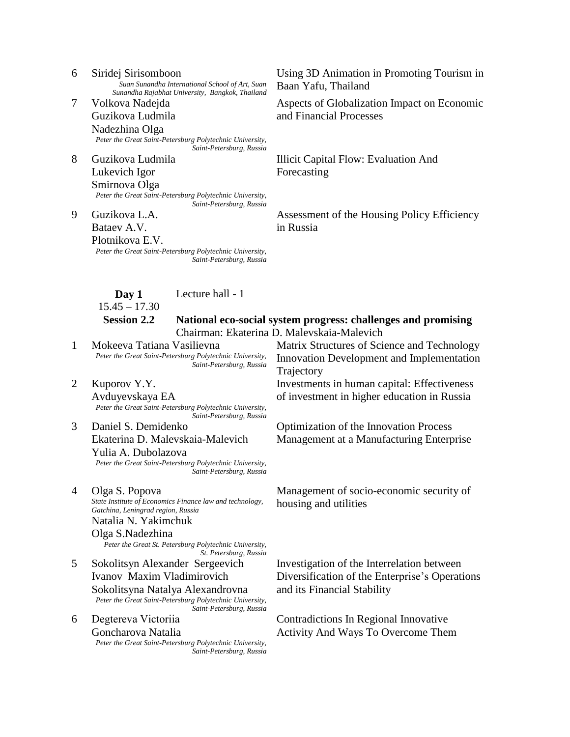| № | Authors | Title |
|---|---|---|
| 6 | Siridej Sirisomboon<br>*Suan Sunandha International School of Art, Suan Sunandha Rajabhat University, Bangkok, Thailand* | Using 3D Animation in Promoting Tourism in Baan Yafu, Thailand |
| 7 | Volkova Nadejda<br>Guzikova Ludmila<br>Nadezhina Olga<br>*Peter the Great Saint-Petersburg Polytechnic University, Saint-Petersburg, Russia* | Aspects of Globalization Impact on Economic and Financial Processes |
| 8 | Guzikova Ludmila<br>Lukevich Igor<br>Smirnova Olga<br>*Peter the Great Saint-Petersburg Polytechnic University, Saint-Petersburg, Russia* | Illicit Capital Flow: Evaluation And Forecasting |
| 9 | Guzikova L.A.<br>Bataev A.V.<br>Plotnikova E.V.<br>*Peter the Great Saint-Petersburg Polytechnic University, Saint-Petersburg, Russia* | Assessment of the Housing Policy Efficiency in Russia |

**Day 1** Lecture hall - 1
15.45 – 17.30

**Session 2.2** **National eco-social system progress: challenges and promising**
Chairman: Ekaterina D. Malevskaia-Malevich

| № | Authors | Title |
|---|---|---|
| 1 | Mokeeva Tatiana Vasilievna<br>*Peter the Great Saint-Petersburg Polytechnic University, Saint-Petersburg, Russia* | Matrix Structures of Science and Technology Innovation Development and Implementation Trajectory |
| 2 | Kuporov Y.Y.<br>Avduyevskaya EA<br>*Peter the Great Saint-Petersburg Polytechnic University, Saint-Petersburg, Russia* | Investments in human capital: Effectiveness of investment in higher education in Russia |
| 3 | Daniel S. Demidenko<br>Ekaterina D. Malevskaia-Malevich<br>Yulia A. Dubolazova<br>*Peter the Great Saint-Petersburg Polytechnic University, Saint-Petersburg, Russia* | Optimization of the Innovation Process Management at a Manufacturing Enterprise |
| 4 | Olga S. Popova<br>*State Institute of Economics Finance law and technology, Gatchina, Leningrad region, Russia*<br>Natalia N. Yakimchuk<br>Olga S.Nadezhina<br>*Peter the Great St. Petersburg Polytechnic University, St. Petersburg, Russia* | Management of socio-economic security of housing and utilities |
| 5 | Sokolitsyn Alexander Sergeevich<br>Ivanov Maxim Vladimirovich<br>Sokolitsyna Natalya Alexandrovna<br>*Peter the Great Saint-Petersburg Polytechnic University, Saint-Petersburg, Russia* | Investigation of the Interrelation between Diversification of the Enterprise's Operations and its Financial Stability |
| 6 | Degtereva Victoriia<br>Goncharova Natalia<br>*Peter the Great Saint-Petersburg Polytechnic University, Saint-Petersburg, Russia* | Contradictions In Regional Innovative Activity And Ways To Overcome Them |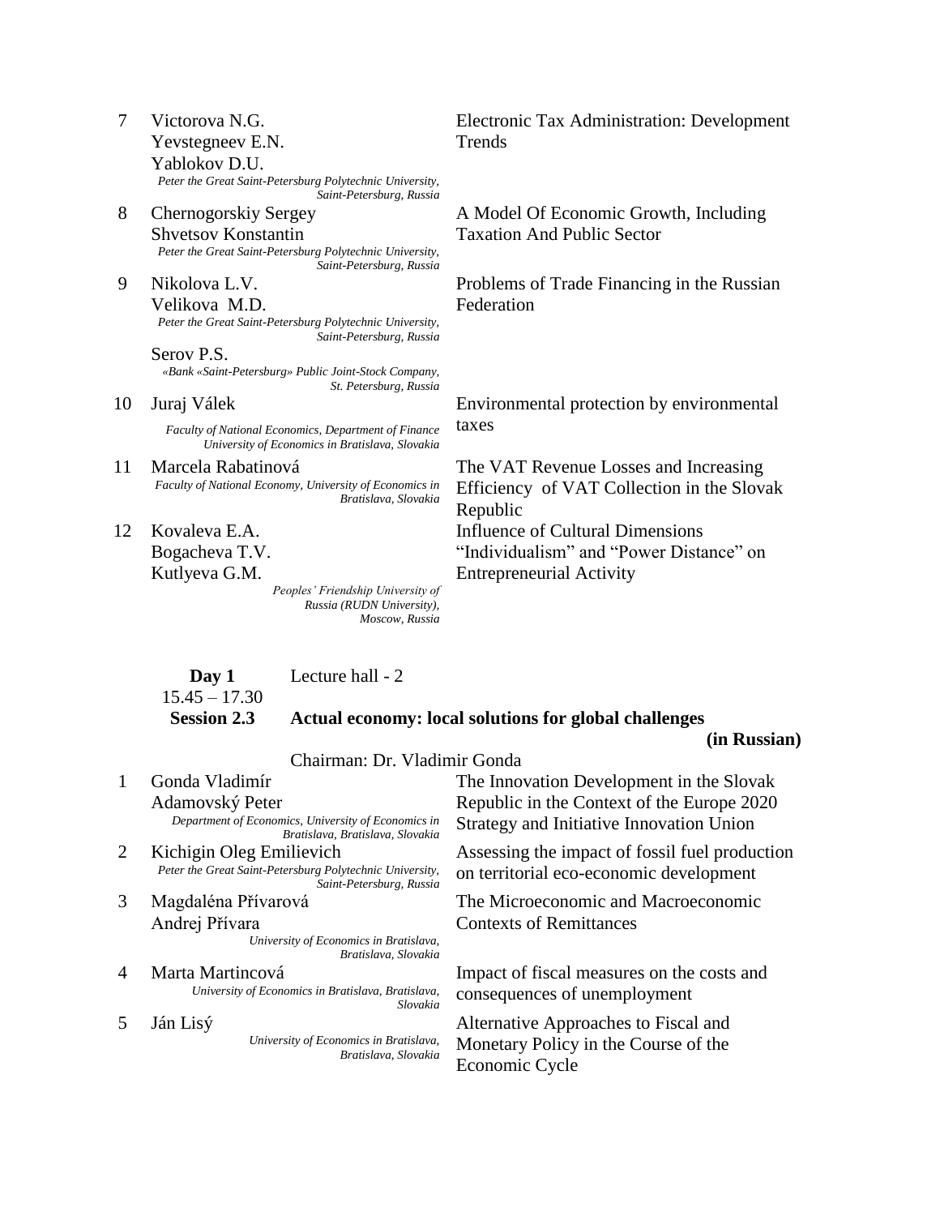| No. | Authors | Title |
|---|---|---|
| 7 | Victorova N.G.<br>Yevstegneev E.N.<br>Yablokov D.U.<br>*Peter the Great Saint-Petersburg Polytechnic University, Saint-Petersburg, Russia* | Electronic Tax Administration: Development Trends |
| 8 | Chernogorskiy Sergey<br>Shvetsov Konstantin<br>*Peter the Great Saint-Petersburg Polytechnic University, Saint-Petersburg, Russia* | A Model Of Economic Growth, Including Taxation And Public Sector |
| 9 | Nikolova L.V.<br>Velikova M.D.<br>*Peter the Great Saint-Petersburg Polytechnic University, Saint-Petersburg, Russia*<br>Serov P.S.<br>*«Bank «Saint-Petersburg» Public Joint-Stock Company, St. Petersburg, Russia* | Problems of Trade Financing in the Russian Federation |
| 10 | Juraj Válek<br>*Faculty of National Economics, Department of Finance University of Economics in Bratislava, Slovakia* | Environmental protection by environmental taxes |
| 11 | Marcela Rabatinová<br>*Faculty of National Economy, University of Economics in Bratislava, Slovakia* | The VAT Revenue Losses and Increasing Efficiency of VAT Collection in the Slovak Republic |
| 12 | Kovaleva E.A.<br>Bogacheva T.V.<br>Kutlyeva G.M.<br>*Peoples' Friendship University of Russia (RUDN University), Moscow, Russia* | Influence of Cultural Dimensions "Individualism" and "Power Distance" on Entrepreneurial Activity |

**Day 1** Lecture hall - 2

15.45 – 17.30

**Session 2.3** **Actual economy: local solutions for global challenges (in Russian)**

Chairman: Dr. Vladimir Gonda

| No. | Authors | Title |
|---|---|---|
| 1 | Gonda Vladimír<br>Adamovský Peter<br>*Department of Economics, University of Economics in Bratislava, Bratislava, Slovakia* | The Innovation Development in the Slovak Republic in the Context of the Europe 2020 Strategy and Initiative Innovation Union |
| 2 | Kichigin Oleg Emilievich<br>*Peter the Great Saint-Petersburg Polytechnic University, Saint-Petersburg, Russia* | Assessing the impact of fossil fuel production on territorial eco-economic development |
| 3 | Magdaléna Přívarová<br>Andrej Přívara<br>*University of Economics in Bratislava, Bratislava, Slovakia* | The Microeconomic and Macroeconomic Contexts of Remittances |
| 4 | Marta Martincová<br>*University of Economics in Bratislava, Bratislava, Slovakia* | Impact of fiscal measures on the costs and consequences of unemployment |
| 5 | Ján Lisý<br>*University of Economics in Bratislava, Bratislava, Slovakia* | Alternative Approaches to Fiscal and Monetary Policy in the Course of the Economic Cycle |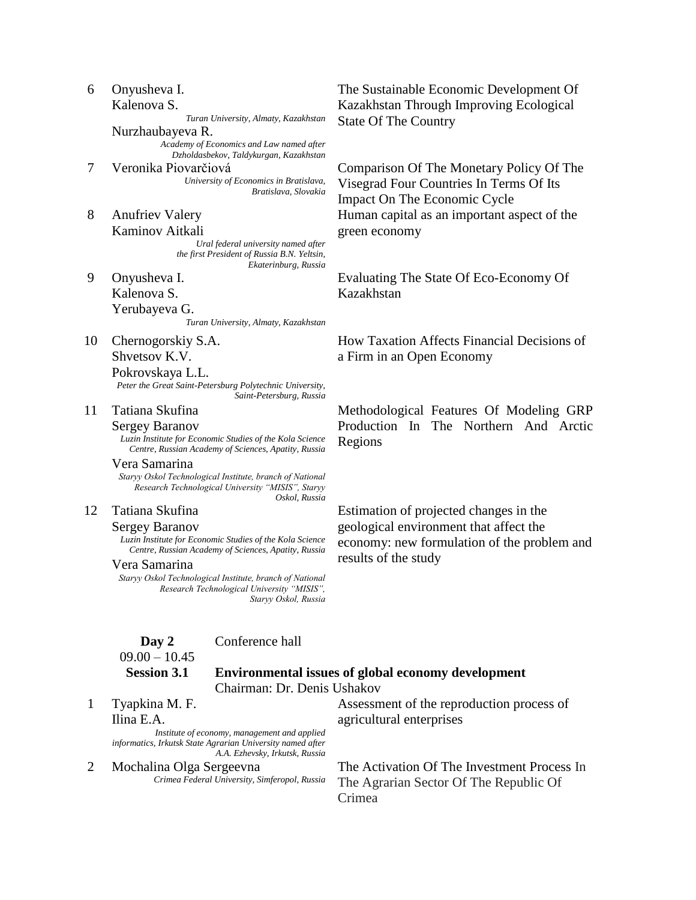| No. | Authors | Title |
|---|---|---|
| 6 | Onyusheva I.<br>Kalenova S.<br>*Turan University, Almaty, Kazakhstan*<br>Nurzhaubayeva R.<br>*Academy of Economics and Law named after Dzholdasbekov, Taldykurgan, Kazakhstan* | The Sustainable Economic Development Of Kazakhstan Through Improving Ecological State Of The Country |
| 7 | Veronika Piovarčiová<br>*University of Economics in Bratislava, Bratislava, Slovakia* | Comparison Of The Monetary Policy Of The Visegrad Four Countries In Terms Of Its Impact On The Economic Cycle |
| 8 | Anufriev Valery<br>Kaminov Aitkali<br>*Ural federal university named after the first President of Russia B.N. Yeltsin, Ekaterinburg, Russia* | Human capital as an important aspect of the green economy |
| 9 | Onyusheva I.<br>Kalenova S.<br>Yerubayeva G.<br>*Turan University, Almaty, Kazakhstan* | Evaluating The State Of Eco-Economy Of Kazakhstan |
| 10 | Chernogorskiy S.A.<br>Shvetsov K.V.<br>Pokrovskaya L.L.<br>*Peter the Great Saint-Petersburg Polytechnic University, Saint-Petersburg, Russia* | How Taxation Affects Financial Decisions of a Firm in an Open Economy |
| 11 | Tatiana Skufina<br>Sergey Baranov<br>*Luzin Institute for Economic Studies of the Kola Science Centre, Russian Academy of Sciences, Apatity, Russia*<br>Vera Samarina<br>*Staryy Oskol Technological Institute, branch of National Research Technological University "MISIS", Staryy Oskol, Russia* | Methodological Features Of Modeling GRP Production In The Northern And Arctic Regions |
| 12 | Tatiana Skufina<br>Sergey Baranov<br>*Luzin Institute for Economic Studies of the Kola Science Centre, Russian Academy of Sciences, Apatity, Russia*<br>Vera Samarina<br>*Staryy Oskol Technological Institute, branch of National Research Technological University "MISIS", Staryy Oskol, Russia* | Estimation of projected changes in the geological environment that affect the economy: new formulation of the problem and results of the study |

**Day 2** Conference hall
09.00 – 10.45

**Session 3.1** **Environmental issues of global economy development**
Chairman: Dr. Denis Ushakov

| No. | Authors | Title |
|---|---|---|
| 1 | Tyapkina M. F.<br>Ilina E.A.<br>*Institute of economy, management and applied informatics, Irkutsk State Agrarian University named after A.A. Ezhevsky, Irkutsk, Russia* | Assessment of the reproduction process of agricultural enterprises |
| 2 | Mochalina Olga Sergeevna<br>*Crimea Federal University, Simferopol, Russia* | The Activation Of The Investment Process In The Agrarian Sector Of The Republic Of Crimea |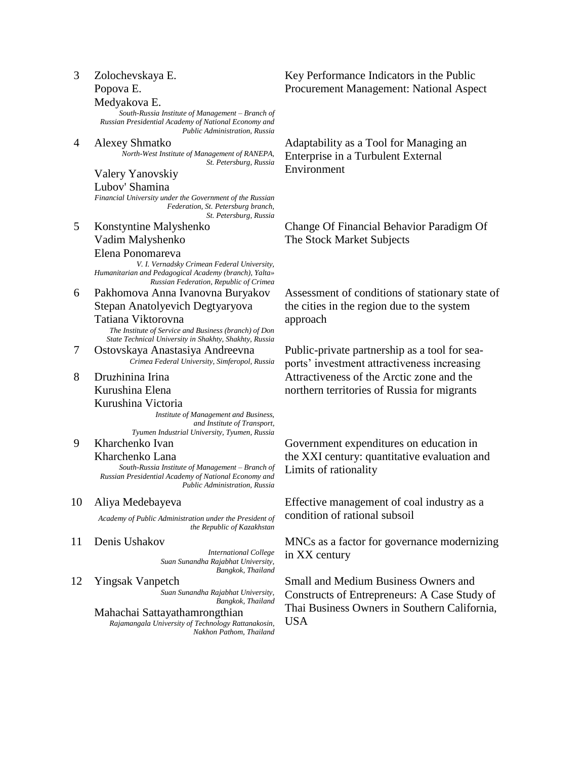| | | |
|---|---|---|
| 3 | Zolochevskaya E.<br>Popova E.<br>Medyakova E.<br>*South-Russia Institute of Management – Branch of Russian Presidential Academy of National Economy and Public Administration, Russia* | Key Performance Indicators in the Public Procurement Management: National Aspect |
| 4 | Alexey Shmatko<br>*North-West Institute of Management of RANEPA, St. Petersburg, Russia*<br>Valery Yanovskiy<br>Lubov' Shamina<br>*Financial University under the Government of the Russian Federation, St. Petersburg branch, St. Petersburg, Russia* | Adaptability as a Tool for Managing an Enterprise in a Turbulent External Environment |
| 5 | Konstyntine Malyshenko<br>Vadim Malyshenko<br>Elena Ponomareva<br>*V. I. Vernadsky Crimean Federal University, Humanitarian and Pedagogical Academy (branch), Yalta» Russian Federation, Republic of Crimea* | Change Of Financial Behavior Paradigm Of The Stock Market Subjects |
| 6 | Pakhomova Anna Ivanovna Buryakov Stepan Anatolyevich Degtyaryova Tatiana Viktorovna<br>*The Institute of Service and Business (branch) of Don State Technical University in Shakhty, Shakhty, Russia* | Assessment of conditions of stationary state of the cities in the region due to the system approach |
| 7 | Ostovskaya Anastasiya Andreevna<br>*Crimea Federal University, Simferopol, Russia* | Public-private partnership as a tool for sea-ports' investment attractiveness increasing |
| 8 | Druzhinina Irina<br>Kurushina Elena<br>Kurushina Victoria<br>*Institute of Management and Business, and Institute of Transport, Tyumen Industrial University, Tyumen, Russia* | Attractiveness of the Arctic zone and the northern territories of Russia for migrants |
| 9 | Kharchenko Ivan<br>Kharchenko Lana<br>*South-Russia Institute of Management – Branch of Russian Presidential Academy of National Economy and Public Administration, Russia* | Government expenditures on education in the XXI century: quantitative evaluation and Limits of rationality |
| 10 | Aliya Medebayeva<br>*Academy of Public Administration under the President of the Republic of Kazakhstan* | Effective management of coal industry as a condition of rational subsoil |
| 11 | Denis Ushakov<br>*International College Suan Sunandha Rajabhat University, Bangkok, Thailand* | MNCs as a factor for governance modernizing in XX century |
| 12 | Yingsak Vanpetch<br>*Suan Sunandha Rajabhat University, Bangkok, Thailand*<br>Mahachai Sattayathamrongthian<br>*Rajamangala University of Technology Rattanakosin, Nakhon Pathom, Thailand* | Small and Medium Business Owners and Constructs of Entrepreneurs: A Case Study of Thai Business Owners in Southern California, USA |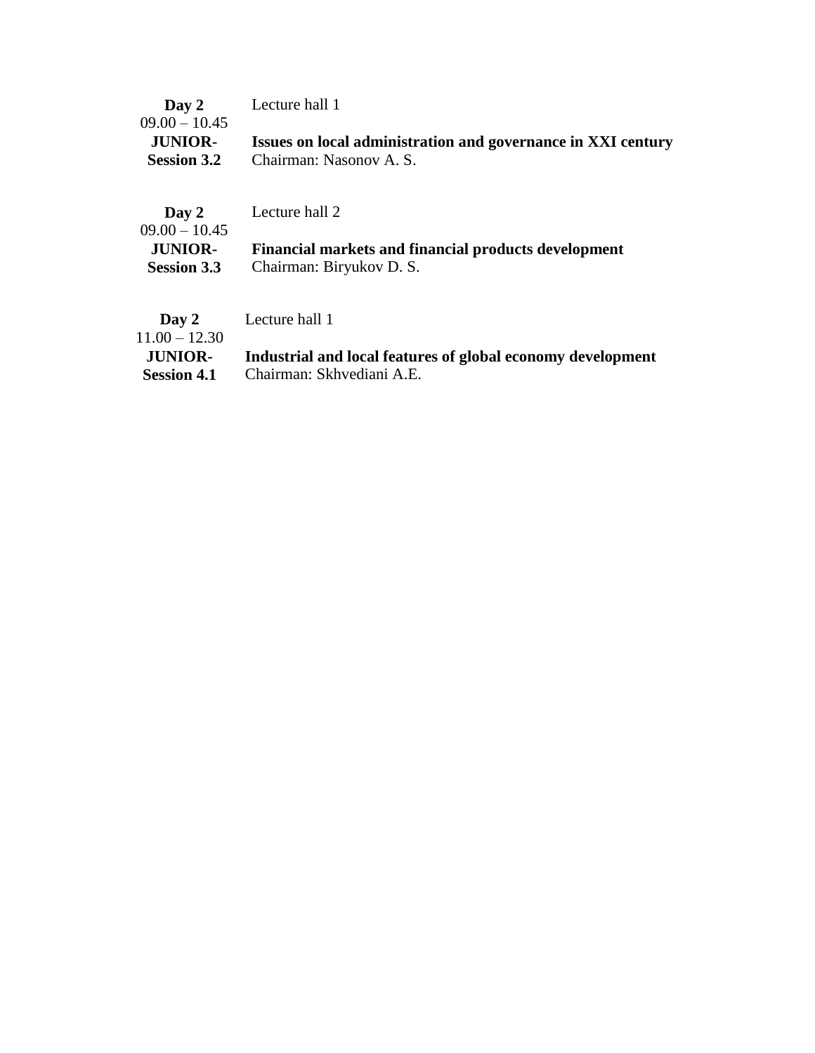| | |
|---|---|
| **Day 2**<br>09.00 – 10.45<br>**JUNIOR-Session 3.2** | Lecture hall 1<br><br>**Issues on local administration and governance in XXI century**<br>Chairman: Nasonov A. S. |
| **Day 2**<br>09.00 – 10.45<br>**JUNIOR-Session 3.3** | Lecture hall 2<br><br>**Financial markets and financial products development**<br>Chairman: Biryukov D. S. |
| **Day 2**<br>11.00 – 12.30<br>**JUNIOR-Session 4.1** | Lecture hall 1<br><br>**Industrial and local features of global economy development**<br>Chairman: Skhvediani A.E. |